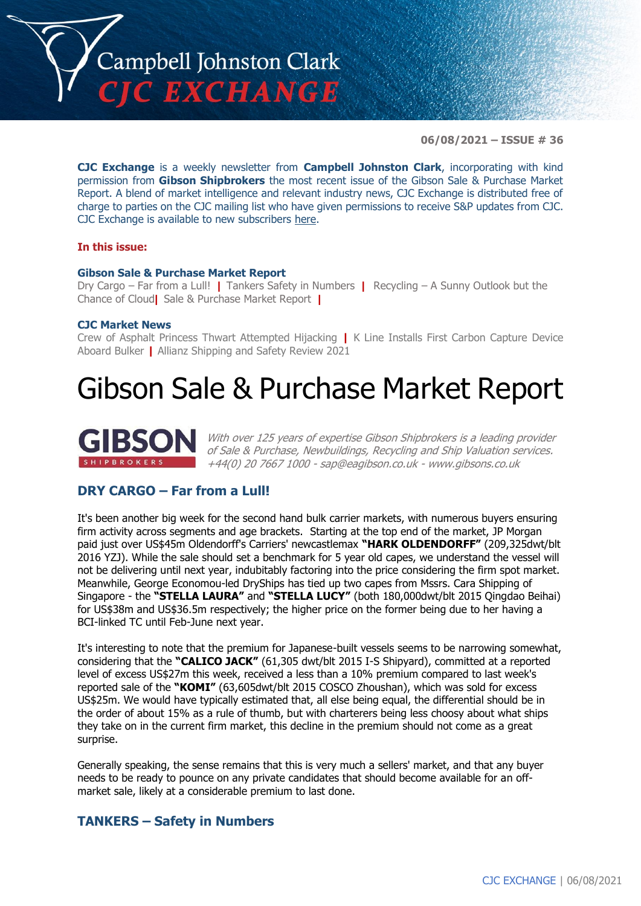# Campbell Johnston Clark CJC EXCHANGE

**06/08/2021 – ISSUE # 36**

**CJC Exchange** is a weekly newsletter from **Campbell Johnston Clark**, incorporating with kind permission from **Gibson Shipbrokers** the most recent issue of the Gibson Sale & Purchase Market Report. A blend of market intelligence and relevant industry news, CJC Exchange is distributed free of charge to parties on the CJC mailing list who have given permissions to receive S&P updates from CJC. CJC Exchange is available to new subscribers here.

**In this issue:**

**Gibson Sale & Purchase Market Report**
Dry Cargo – Far from a Lull! | Tankers Safety in Numbers | Recycling – A Sunny Outlook but the Chance of Cloud | Sale & Purchase Market Report |

**CJC Market News**
Crew of Asphalt Princess Thwart Attempted Hijacking | K Line Installs First Carbon Capture Device Aboard Bulker | Allianz Shipping and Safety Review 2021

# Gibson Sale & Purchase Market Report

**GIBSON** SHIPBROKERS

*With over 125 years of expertise Gibson Shipbrokers is a leading provider of Sale & Purchase, Newbuildings, Recycling and Ship Valuation services. +44(0) 20 7667 1000 - sap@eagibson.co.uk - www.gibsons.co.uk*

## DRY CARGO – Far from a Lull!

It's been another big week for the second hand bulk carrier markets, with numerous buyers ensuring firm activity across segments and age brackets. Starting at the top end of the market, JP Morgan paid just over US$45m Oldendorff's Carriers' newcastlemax **"HARK OLDENDORFF"** (209,325dwt/blt 2016 YZJ). While the sale should set a benchmark for 5 year old capes, we understand the vessel will not be delivering until next year, indubitably factoring into the price considering the firm spot market. Meanwhile, George Economou-led DryShips has tied up two capes from Mssrs. Cara Shipping of Singapore - the **"STELLA LAURA"** and **"STELLA LUCY"** (both 180,000dwt/blt 2015 Qingdao Beihai) for US$38m and US$36.5m respectively; the higher price on the former being due to her having a BCI-linked TC until Feb-June next year.

It's interesting to note that the premium for Japanese-built vessels seems to be narrowing somewhat, considering that the **"CALICO JACK"** (61,305 dwt/blt 2015 I-S Shipyard), committed at a reported level of excess US$27m this week, received a less than a 10% premium compared to last week's reported sale of the **"KOMI"** (63,605dwt/blt 2015 COSCO Zhoushan), which was sold for excess US$25m. We would have typically estimated that, all else being equal, the differential should be in the order of about 15% as a rule of thumb, but with charterers being less choosy about what ships they take on in the current firm market, this decline in the premium should not come as a great surprise.

Generally speaking, the sense remains that this is very much a sellers' market, and that any buyer needs to be ready to pounce on any private candidates that should become available for an off-market sale, likely at a considerable premium to last done.

## TANKERS – Safety in Numbers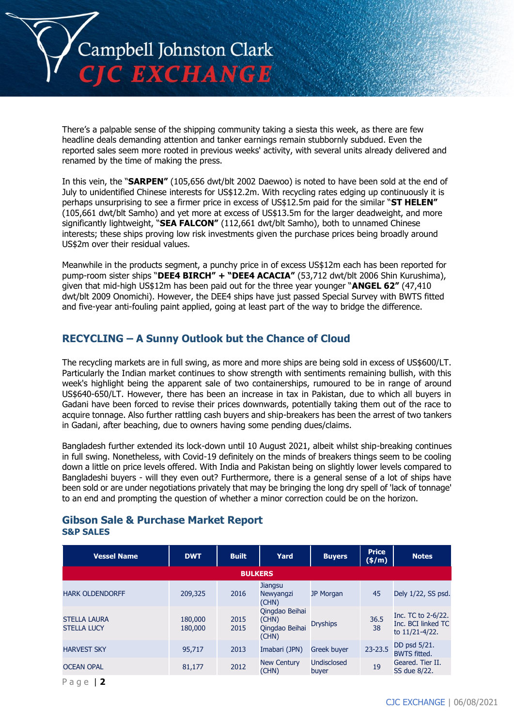There's a palpable sense of the shipping community taking a siesta this week, as there are few headline deals demanding attention and tanker earnings remain stubbornly subdued. Even the reported sales seem more rooted in previous weeks' activity, with several units already delivered and renamed by the time of making the press.

In this vein, the "**SARPEN"** (105,656 dwt/blt 2002 Daewoo) is noted to have been sold at the end of July to unidentified Chinese interests for US$12.2m. With recycling rates edging up continuously it is perhaps unsurprising to see a firmer price in excess of US$12.5m paid for the similar "**ST HELEN"** (105,661 dwt/blt Samho) and yet more at excess of US$13.5m for the larger deadweight, and more significantly lightweight, "**SEA FALCON"** (112,661 dwt/blt Samho), both to unnamed Chinese interests; these ships proving low risk investments given the purchase prices being broadly around US$2m over their residual values.

Meanwhile in the products segment, a punchy price in of excess US$12m each has been reported for pump-room sister ships "**DEE4 BIRCH" + "DEE4 ACACIA"** (53,712 dwt/blt 2006 Shin Kurushima), given that mid-high US$12m has been paid out for the three year younger "**ANGEL 62"** (47,410 dwt/blt 2009 Onomichi). However, the DEE4 ships have just passed Special Survey with BWTS fitted and five-year anti-fouling paint applied, going at least part of the way to bridge the difference.

## RECYCLING – A Sunny Outlook but the Chance of Cloud

The recycling markets are in full swing, as more and more ships are being sold in excess of US$600/LT. Particularly the Indian market continues to show strength with sentiments remaining bullish, with this week's highlight being the apparent sale of two containerships, rumoured to be in range of around US$640-650/LT. However, there has been an increase in tax in Pakistan, due to which all buyers in Gadani have been forced to revise their prices downwards, potentially taking them out of the race to acquire tonnage. Also further rattling cash buyers and ship-breakers has been the arrest of two tankers in Gadani, after beaching, due to owners having some pending dues/claims.

Bangladesh further extended its lock-down until 10 August 2021, albeit whilst ship-breaking continues in full swing. Nonetheless, with Covid-19 definitely on the minds of breakers things seem to be cooling down a little on price levels offered. With India and Pakistan being on slightly lower levels compared to Bangladeshi buyers - will they even out? Furthermore, there is a general sense of a lot of ships have been sold or are under negotiations privately that may be bringing the long dry spell of 'lack of tonnage' to an end and prompting the question of whether a minor correction could be on the horizon.

## Gibson Sale & Purchase Market Report

### S&P SALES

| Vessel Name | DWT | Built | Yard | Buyers | Price ($/m) | Notes |
|---|---|---|---|---|---|---|
| **BULKERS** | | | | | | |
| HARK OLDENDORFF | 209,325 | 2016 | Jiangsu Newyangzi (CHN) | JP Morgan | 45 | Dely 1/22, SS psd. |
| STELLA LAURA<br>STELLA LUCY | 180,000<br>180,000 | 2015<br>2015 | Qingdao Beihai (CHN)<br>Qingdao Beihai (CHN) | Dryships | 36.5<br>38 | Inc. TC to 2-6/22.<br>Inc. BCI linked TC to 11/21-4/22. |
| HARVEST SKY | 95,717 | 2013 | Imabari (JPN) | Greek buyer | 23-23.5 | DD psd 5/21. BWTS fitted. |
| OCEAN OPAL | 81,177 | 2012 | New Century (CHN) | Undisclosed buyer | 19 | Geared. Tier II. SS due 8/22. |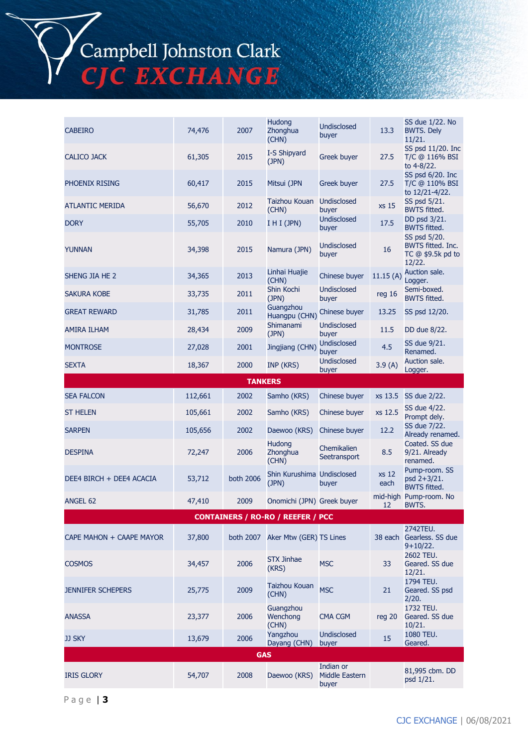| | | | | | | |
|---|---|---|---|---|---|---|
| CABEIRO | 74,476 | 2007 | Hudong Zhonghua (CHN) | Undisclosed buyer | 13.3 | SS due 1/22. No BWTS. Dely 11/21. |
| CALICO JACK | 61,305 | 2015 | I-S Shipyard (JPN) | Greek buyer | 27.5 | SS psd 11/20. Inc T/C @ 116% BSI to 4-8/22. |
| PHOENIX RISING | 60,417 | 2015 | Mitsui (JPN | Greek buyer | 27.5 | SS psd 6/20. Inc T/C @ 110% BSI to 12/21-4/22. |
| ATLANTIC MERIDA | 56,670 | 2012 | Taizhou Kouan (CHN) | Undisclosed buyer | xs 15 | SS psd 5/21. BWTS fitted. |
| DORY | 55,705 | 2010 | I H I (JPN) | Undisclosed buyer | 17.5 | DD psd 3/21. BWTS fitted. |
| YUNNAN | 34,398 | 2015 | Namura (JPN) | Undisclosed buyer | 16 | SS psd 5/20. BWTS fitted. Inc. TC @ $9.5k pd to 12/22. |
| SHENG JIA HE 2 | 34,365 | 2013 | Linhai Huajie (CHN) | Chinese buyer | 11.15 (A) | Auction sale. Logger. |
| SAKURA KOBE | 33,735 | 2011 | Shin Kochi (JPN) | Undisclosed buyer | reg 16 | Semi-boxed. BWTS fitted. |
| GREAT REWARD | 31,785 | 2011 | Guangzhou Huangpu (CHN) | Chinese buyer | 13.25 | SS psd 12/20. |
| AMIRA ILHAM | 28,434 | 2009 | Shimanami (JPN) | Undisclosed buyer | 11.5 | DD due 8/22. |
| MONTROSE | 27,028 | 2001 | Jingjiang (CHN) | Undisclosed buyer | 4.5 | SS due 9/21. Renamed. |
| SEXTA | 18,367 | 2000 | INP (KRS) | Undisclosed buyer | 3.9 (A) | Auction sale. Logger. |
| **TANKERS** | | | | | | |
| SEA FALCON | 112,661 | 2002 | Samho (KRS) | Chinese buyer | xs 13.5 | SS due 2/22. |
| ST HELEN | 105,661 | 2002 | Samho (KRS) | Chinese buyer | xs 12.5 | SS due 4/22. Prompt dely. |
| SARPEN | 105,656 | 2002 | Daewoo (KRS) | Chinese buyer | 12.2 | SS due 7/22. Already renamed. |
| DESPINA | 72,247 | 2006 | Hudong Zhonghua (CHN) | Chemikalien Seetransport | 8.5 | Coated. SS due 9/21. Already renamed. |
| DEE4 BIRCH + DEE4 ACACIA | 53,712 | both 2006 | Shin Kurushima (JPN) | Undisclosed buyer | xs 12 each | Pump-room. SS psd 2+3/21. BWTS fitted. |
| ANGEL 62 | 47,410 | 2009 | Onomichi (JPN) | Greek buyer | mid-high 12 | Pump-room. No BWTS. |
| **CONTAINERS / RO-RO / REEFER / PCC** | | | | | | |
| CAPE MAHON + CAAPE MAYOR | 37,800 | both 2007 | Aker Mtw (GER) | TS Lines | 38 each | 2742TEU. Gearless. SS due 9+10/22. |
| COSMOS | 34,457 | 2006 | STX Jinhae (KRS) | MSC | 33 | 2602 TEU. Geared. SS due 12/21. |
| JENNIFER SCHEPERS | 25,775 | 2009 | Taizhou Kouan (CHN) | MSC | 21 | 1794 TEU. Geared. SS psd 2/20. |
| ANASSA | 23,377 | 2006 | Guangzhou Wenchong (CHN) | CMA CGM | reg 20 | 1732 TEU. Geared. SS due 10/21. |
| JJ SKY | 13,679 | 2006 | Yangzhou Dayang (CHN) | Undisclosed buyer | 15 | 1080 TEU. Geared. |
| **GAS** | | | | | | |
| IRIS GLORY | 54,707 | 2008 | Daewoo (KRS) | Indian or Middle Eastern buyer | | 81,995 cbm. DD psd 1/21. |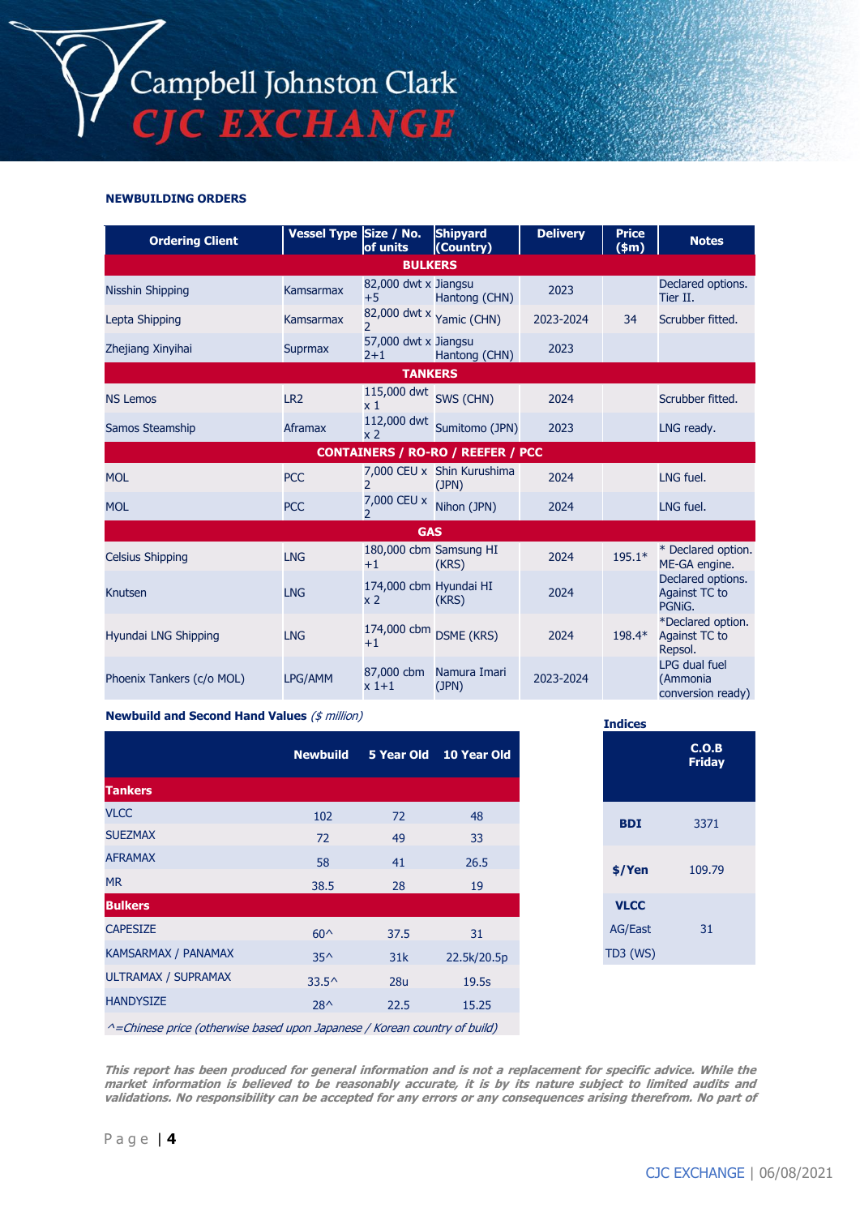## NEWBUILDING ORDERS

| Ordering Client | Vessel Type | Size / No. of units | Shipyard (Country) | Delivery | Price ($m) | Notes |
|---|---|---|---|---|---|---|
| **BULKERS** | | | | | | |
| Nisshin Shipping | Kamsarmax | 82,000 dwt x +5 | Jiangsu Hantong (CHN) | 2023 | | Declared options. Tier II. |
| Lepta Shipping | Kamsarmax | 82,000 dwt x 2 | Yamic (CHN) | 2023-2024 | 34 | Scrubber fitted. |
| Zhejiang Xinyihai | Suprmax | 57,000 dwt x 2+1 | Jiangsu Hantong (CHN) | 2023 | | |
| **TANKERS** | | | | | | |
| NS Lemos | LR2 | 115,000 dwt x 1 | SWS (CHN) | 2024 | | Scrubber fitted. |
| Samos Steamship | Aframax | 112,000 dwt x 2 | Sumitomo (JPN) | 2023 | | LNG ready. |
| **CONTAINERS / RO-RO / REEFER / PCC** | | | | | | |
| MOL | PCC | 7,000 CEU x 2 | Shin Kurushima (JPN) | 2024 | | LNG fuel. |
| MOL | PCC | 7,000 CEU x 2 | Nihon (JPN) | 2024 | | LNG fuel. |
| **GAS** | | | | | | |
| Celsius Shipping | LNG | 180,000 cbm +1 | Samsung HI (KRS) | 2024 | 195.1* | * Declared option. ME-GA engine. |
| Knutsen | LNG | 174,000 cbm x 2 | Hyundai HI (KRS) | 2024 | | Declared options. Against TC to PGNiG. |
| Hyundai LNG Shipping | LNG | 174,000 cbm +1 | DSME (KRS) | 2024 | 198.4* | *Declared option. Against TC to Repsol. |
| Phoenix Tankers (c/o MOL) | LPG/AMM | 87,000 cbm x 1+1 | Namura Imari (JPN) | 2023-2024 | | LPG dual fuel (Ammonia conversion ready) |

**Newbuild and Second Hand Values** *($ million)*

| | Newbuild | 5 Year Old | 10 Year Old |
|---|---|---|---|
| **Tankers** | | | |
| VLCC | 102 | 72 | 48 |
| SUEZMAX | 72 | 49 | 33 |
| AFRAMAX | 58 | 41 | 26.5 |
| MR | 38.5 | 28 | 19 |
| **Bulkers** | | | |
| CAPESIZE | 60^ | 37.5 | 31 |
| KAMSARMAX / PANAMAX | 35^ | 31k | 22.5k/20.5p |
| ULTRAMAX / SUPRAMAX | 33.5^ | 28u | 19.5s |
| HANDYSIZE | 28^ | 22.5 | 15.25 |

*^=Chinese price (otherwise based upon Japanese / Korean country of build)*

**Indices**

| | C.O.B Friday |
|---|---|
| **BDI** | 3371 |
| **$/Yen** | 109.79 |
| **VLCC** | |
| AG/East TD3 (WS) | 31 |

*This report has been produced for general information and is not a replacement for specific advice. While the market information is believed to be reasonably accurate, it is by its nature subject to limited audits and validations. No responsibility can be accepted for any errors or any consequences arising therefrom. No part of*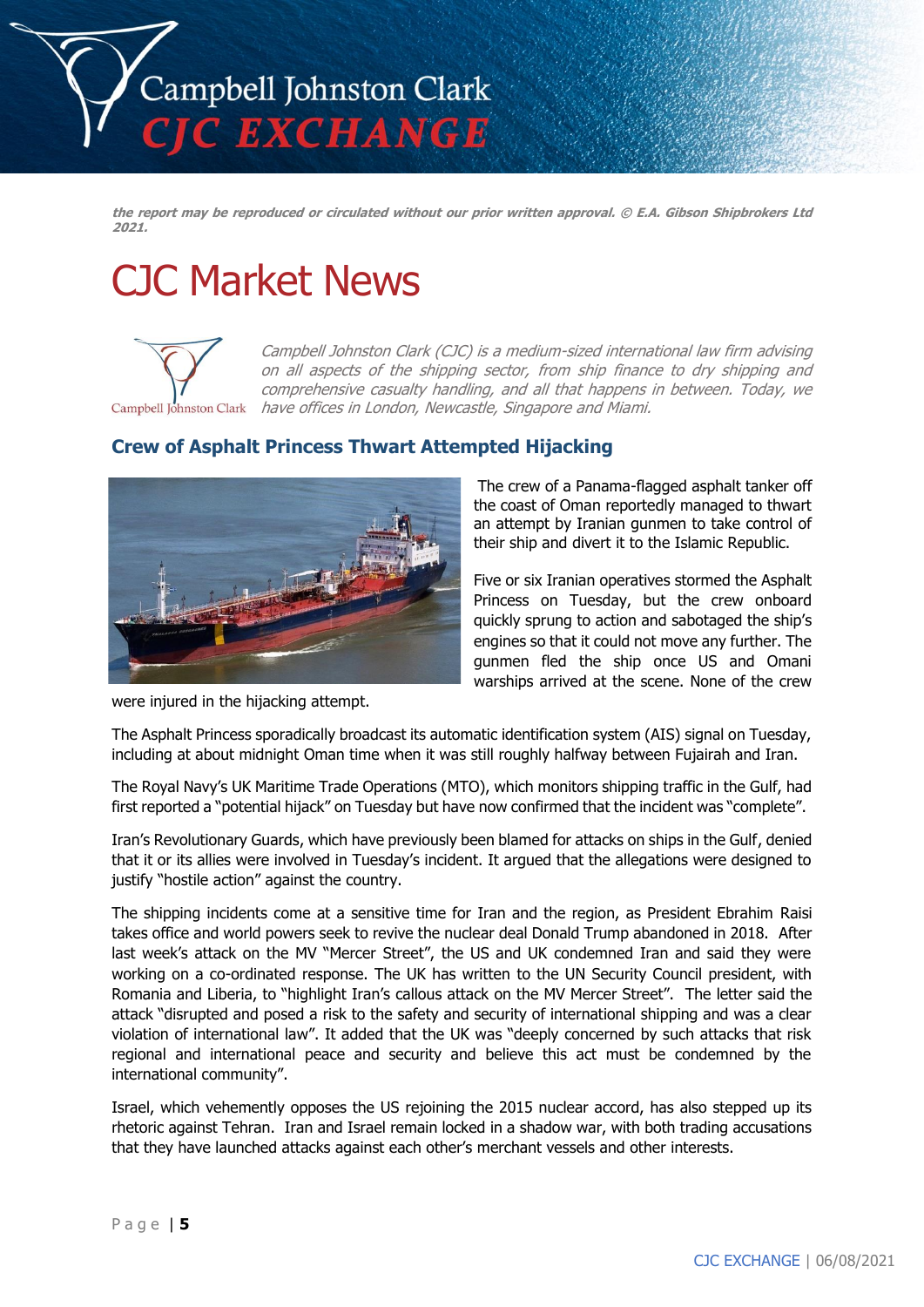*the report may be reproduced or circulated without our prior written approval. © E.A. Gibson Shipbrokers Ltd 2021.*

# CJC Market News

*Campbell Johnston Clark (CJC) is a medium-sized international law firm advising on all aspects of the shipping sector, from ship finance to dry shipping and comprehensive casualty handling, and all that happens in between. Today, we have offices in London, Newcastle, Singapore and Miami.*

## Crew of Asphalt Princess Thwart Attempted Hijacking

The crew of a Panama-flagged asphalt tanker off the coast of Oman reportedly managed to thwart an attempt by Iranian gunmen to take control of their ship and divert it to the Islamic Republic.

Five or six Iranian operatives stormed the Asphalt Princess on Tuesday, but the crew onboard quickly sprung to action and sabotaged the ship's engines so that it could not move any further. The gunmen fled the ship once US and Omani warships arrived at the scene. None of the crew were injured in the hijacking attempt.

The Asphalt Princess sporadically broadcast its automatic identification system (AIS) signal on Tuesday, including at about midnight Oman time when it was still roughly halfway between Fujairah and Iran.

The Royal Navy's UK Maritime Trade Operations (MTO), which monitors shipping traffic in the Gulf, had first reported a "potential hijack" on Tuesday but have now confirmed that the incident was "complete".

Iran's Revolutionary Guards, which have previously been blamed for attacks on ships in the Gulf, denied that it or its allies were involved in Tuesday's incident. It argued that the allegations were designed to justify "hostile action" against the country.

The shipping incidents come at a sensitive time for Iran and the region, as President Ebrahim Raisi takes office and world powers seek to revive the nuclear deal Donald Trump abandoned in 2018. After last week's attack on the MV "Mercer Street", the US and UK condemned Iran and said they were working on a co-ordinated response. The UK has written to the UN Security Council president, with Romania and Liberia, to "highlight Iran's callous attack on the MV Mercer Street". The letter said the attack "disrupted and posed a risk to the safety and security of international shipping and was a clear violation of international law". It added that the UK was "deeply concerned by such attacks that risk regional and international peace and security and believe this act must be condemned by the international community".

Israel, which vehemently opposes the US rejoining the 2015 nuclear accord, has also stepped up its rhetoric against Tehran. Iran and Israel remain locked in a shadow war, with both trading accusations that they have launched attacks against each other's merchant vessels and other interests.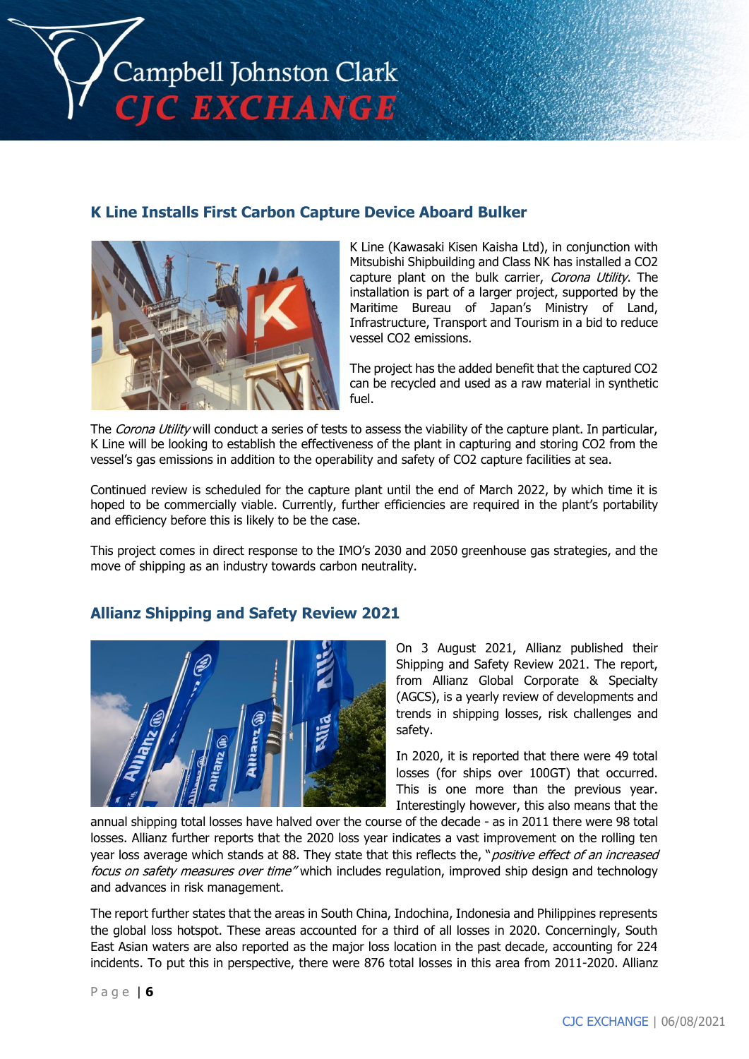## K Line Installs First Carbon Capture Device Aboard Bulker

K Line (Kawasaki Kisen Kaisha Ltd), in conjunction with Mitsubishi Shipbuilding and Class NK has installed a $CO_2$ capture plant on the bulk carrier, *Corona Utility*. The installation is part of a larger project, supported by the Maritime Bureau of Japan's Ministry of Land, Infrastructure, Transport and Tourism in a bid to reduce vessel $CO_2$ emissions.

The project has the added benefit that the captured $CO_2$ can be recycled and used as a raw material in synthetic fuel.

The *Corona Utility* will conduct a series of tests to assess the viability of the capture plant. In particular, K Line will be looking to establish the effectiveness of the plant in capturing and storing $CO_2$ from the vessel's gas emissions in addition to the operability and safety of $CO_2$ capture facilities at sea.

Continued review is scheduled for the capture plant until the end of March 2022, by which time it is hoped to be commercially viable. Currently, further efficiencies are required in the plant's portability and efficiency before this is likely to be the case.

This project comes in direct response to the IMO's 2030 and 2050 greenhouse gas strategies, and the move of shipping as an industry towards carbon neutrality.

## Allianz Shipping and Safety Review 2021

On 3 August 2021, Allianz published their Shipping and Safety Review 2021. The report, from Allianz Global Corporate & Specialty (AGCS), is a yearly review of developments and trends in shipping losses, risk challenges and safety.

In 2020, it is reported that there were 49 total losses (for ships over 100GT) that occurred. This is one more than the previous year. Interestingly however, this also means that the annual shipping total losses have halved over the course of the decade - as in 2011 there were 98 total losses. Allianz further reports that the 2020 loss year indicates a vast improvement on the rolling ten year loss average which stands at 88. They state that this reflects the, "*positive effect of an increased focus on safety measures over time*" which includes regulation, improved ship design and technology and advances in risk management.

The report further states that the areas in South China, Indochina, Indonesia and Philippines represents the global loss hotspot. These areas accounted for a third of all losses in 2020. Concerningly, South East Asian waters are also reported as the major loss location in the past decade, accounting for 224 incidents. To put this in perspective, there were 876 total losses in this area from 2011-2020. Allianz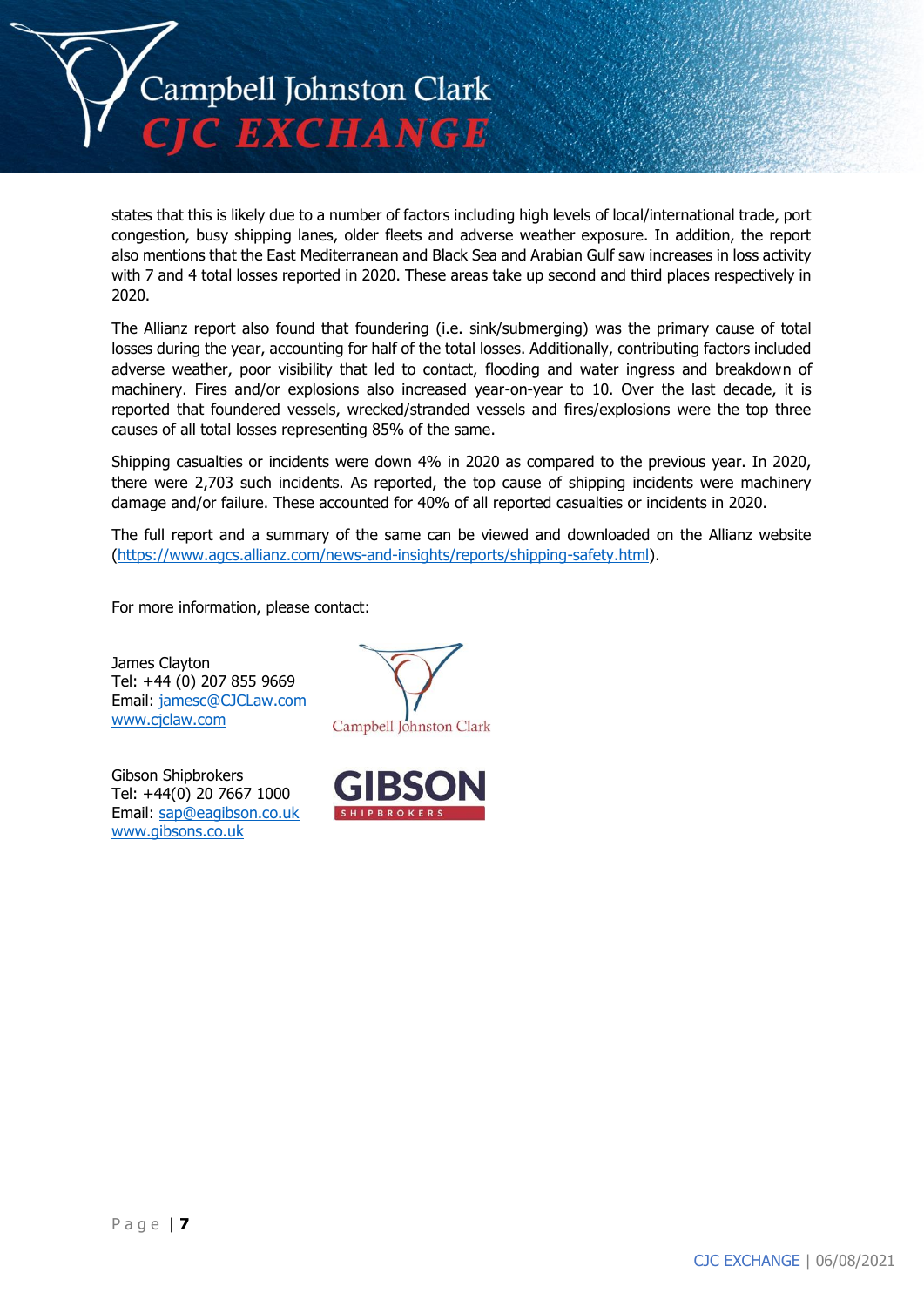states that this is likely due to a number of factors including high levels of local/international trade, port congestion, busy shipping lanes, older fleets and adverse weather exposure. In addition, the report also mentions that the East Mediterranean and Black Sea and Arabian Gulf saw increases in loss activity with 7 and 4 total losses reported in 2020. These areas take up second and third places respectively in 2020.

The Allianz report also found that foundering (i.e. sink/submerging) was the primary cause of total losses during the year, accounting for half of the total losses. Additionally, contributing factors included adverse weather, poor visibility that led to contact, flooding and water ingress and breakdown of machinery. Fires and/or explosions also increased year-on-year to 10. Over the last decade, it is reported that foundered vessels, wrecked/stranded vessels and fires/explosions were the top three causes of all total losses representing 85% of the same.

Shipping casualties or incidents were down 4% in 2020 as compared to the previous year. In 2020, there were 2,703 such incidents. As reported, the top cause of shipping incidents were machinery damage and/or failure. These accounted for 40% of all reported casualties or incidents in 2020.

The full report and a summary of the same can be viewed and downloaded on the Allianz website (https://www.agcs.allianz.com/news-and-insights/reports/shipping-safety.html).

For more information, please contact:

James Clayton
Tel: +44 (0) 207 855 9669
Email: jamesc@CJCLaw.com
www.cjclaw.com

Gibson Shipbrokers
Tel: +44(0) 20 7667 1000
Email: sap@eagibson.co.uk
www.gibsons.co.uk